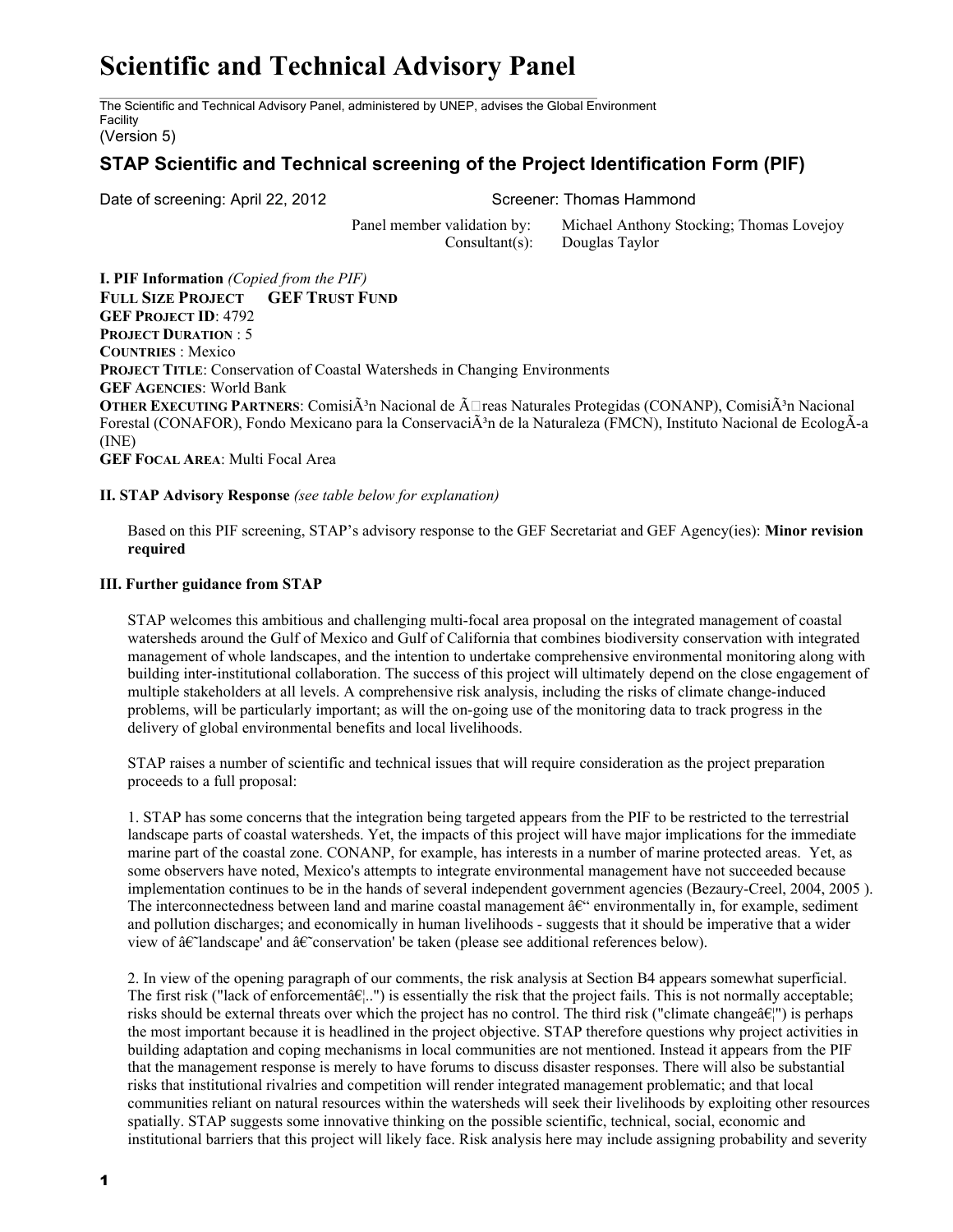# Scientific and Technical Advisory Panel

The Scientific and Technical Advisory Panel, administered by UNEP, advises the Global Environment Facility
(Version 5)

## STAP Scientific and Technical screening of the Project Identification Form (PIF)

Date of screening: April 22, 2012 Screener: Thomas Hammond

Panel member validation by: Michael Anthony Stocking; Thomas Lovejoy
Consultant(s): Douglas Taylor

**I. PIF Information** *(Copied from the PIF)*
**FULL SIZE PROJECT GEF TRUST FUND**
**GEF PROJECT ID**: 4792
**PROJECT DURATION** : 5
**COUNTRIES** : Mexico
**PROJECT TITLE**: Conservation of Coastal Watersheds in Changing Environments
**GEF AGENCIES**: World Bank
**OTHER EXECUTING PARTNERS**: ComisiÃ³n Nacional de Ã□reas Naturales Protegidas (CONANP), ComisiÃ³n Nacional Forestal (CONAFOR), Fondo Mexicano para la ConservaciÃ³n de la Naturaleza (FMCN), Instituto Nacional de EcologÃ-a (INE)
**GEF FOCAL AREA**: Multi Focal Area

**II. STAP Advisory Response** *(see table below for explanation)*

Based on this PIF screening, STAP's advisory response to the GEF Secretariat and GEF Agency(ies): **Minor revision required**

**III. Further guidance from STAP**

STAP welcomes this ambitious and challenging multi-focal area proposal on the integrated management of coastal watersheds around the Gulf of Mexico and Gulf of California that combines biodiversity conservation with integrated management of whole landscapes, and the intention to undertake comprehensive environmental monitoring along with building inter-institutional collaboration. The success of this project will ultimately depend on the close engagement of multiple stakeholders at all levels. A comprehensive risk analysis, including the risks of climate change-induced problems, will be particularly important; as will the on-going use of the monitoring data to track progress in the delivery of global environmental benefits and local livelihoods.

STAP raises a number of scientific and technical issues that will require consideration as the project preparation proceeds to a full proposal:

1. STAP has some concerns that the integration being targeted appears from the PIF to be restricted to the terrestrial landscape parts of coastal watersheds. Yet, the impacts of this project will have major implications for the immediate marine part of the coastal zone. CONANP, for example, has interests in a number of marine protected areas. Yet, as some observers have noted, Mexico's attempts to integrate environmental management have not succeeded because implementation continues to be in the hands of several independent government agencies (Bezaury-Creel, 2004, 2005 ). The interconnectedness between land and marine coastal management â€“ environmentally in, for example, sediment and pollution discharges; and economically in human livelihoods - suggests that it should be imperative that a wider view of â€˜landscape' and â€˜conservation' be taken (please see additional references below).

2. In view of the opening paragraph of our comments, the risk analysis at Section B4 appears somewhat superficial. The first risk ("lack of enforcementâ€¦..") is essentially the risk that the project fails. This is not normally acceptable; risks should be external threats over which the project has no control. The third risk ("climate changeâ€¦") is perhaps the most important because it is headlined in the project objective. STAP therefore questions why project activities in building adaptation and coping mechanisms in local communities are not mentioned. Instead it appears from the PIF that the management response is merely to have forums to discuss disaster responses. There will also be substantial risks that institutional rivalries and competition will render integrated management problematic; and that local communities reliant on natural resources within the watersheds will seek their livelihoods by exploiting other resources spatially. STAP suggests some innovative thinking on the possible scientific, technical, social, economic and institutional barriers that this project will likely face. Risk analysis here may include assigning probability and severity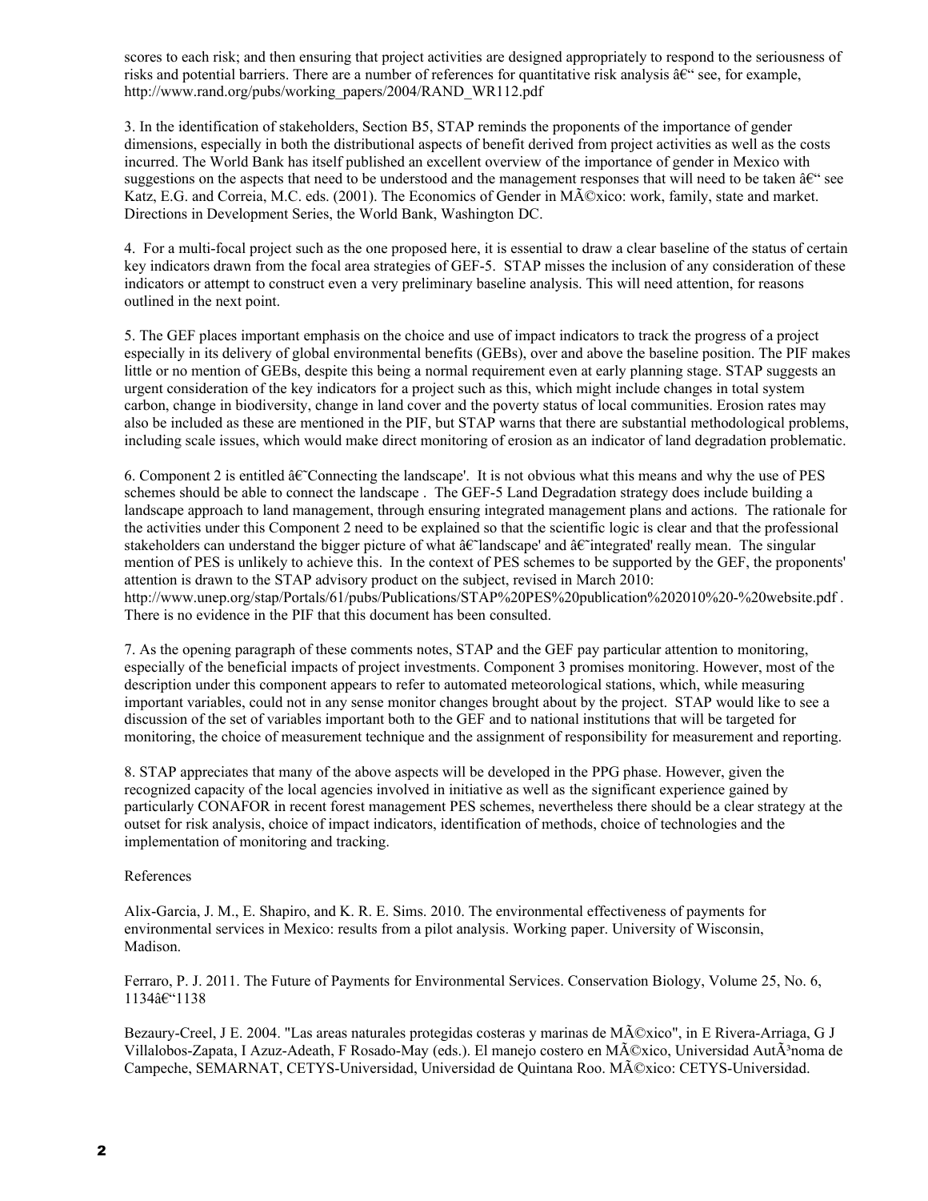scores to each risk; and then ensuring that project activities are designed appropriately to respond to the seriousness of risks and potential barriers. There are a number of references for quantitative risk analysis â€" see, for example, http://www.rand.org/pubs/working_papers/2004/RAND_WR112.pdf

3. In the identification of stakeholders, Section B5, STAP reminds the proponents of the importance of gender dimensions, especially in both the distributional aspects of benefit derived from project activities as well as the costs incurred. The World Bank has itself published an excellent overview of the importance of gender in Mexico with suggestions on the aspects that need to be understood and the management responses that will need to be taken â€" see Katz, E.G. and Correia, M.C. eds. (2001). The Economics of Gender in MÃ©xico: work, family, state and market. Directions in Development Series, the World Bank, Washington DC.

4. For a multi-focal project such as the one proposed here, it is essential to draw a clear baseline of the status of certain key indicators drawn from the focal area strategies of GEF-5. STAP misses the inclusion of any consideration of these indicators or attempt to construct even a very preliminary baseline analysis. This will need attention, for reasons outlined in the next point.

5. The GEF places important emphasis on the choice and use of impact indicators to track the progress of a project especially in its delivery of global environmental benefits (GEBs), over and above the baseline position. The PIF makes little or no mention of GEBs, despite this being a normal requirement even at early planning stage. STAP suggests an urgent consideration of the key indicators for a project such as this, which might include changes in total system carbon, change in biodiversity, change in land cover and the poverty status of local communities. Erosion rates may also be included as these are mentioned in the PIF, but STAP warns that there are substantial methodological problems, including scale issues, which would make direct monitoring of erosion as an indicator of land degradation problematic.

6. Component 2 is entitled â€˜Connecting the landscape'. It is not obvious what this means and why the use of PES schemes should be able to connect the landscape . The GEF-5 Land Degradation strategy does include building a landscape approach to land management, through ensuring integrated management plans and actions. The rationale for the activities under this Component 2 need to be explained so that the scientific logic is clear and that the professional stakeholders can understand the bigger picture of what â€˜landscape' and â€˜integrated' really mean. The singular mention of PES is unlikely to achieve this. In the context of PES schemes to be supported by the GEF, the proponents' attention is drawn to the STAP advisory product on the subject, revised in March 2010: http://www.unep.org/stap/Portals/61/pubs/Publications/STAP%20PES%20publication%202010%20-%20website.pdf . There is no evidence in the PIF that this document has been consulted.

7. As the opening paragraph of these comments notes, STAP and the GEF pay particular attention to monitoring, especially of the beneficial impacts of project investments. Component 3 promises monitoring. However, most of the description under this component appears to refer to automated meteorological stations, which, while measuring important variables, could not in any sense monitor changes brought about by the project. STAP would like to see a discussion of the set of variables important both to the GEF and to national institutions that will be targeted for monitoring, the choice of measurement technique and the assignment of responsibility for measurement and reporting.

8. STAP appreciates that many of the above aspects will be developed in the PPG phase. However, given the recognized capacity of the local agencies involved in initiative as well as the significant experience gained by particularly CONAFOR in recent forest management PES schemes, nevertheless there should be a clear strategy at the outset for risk analysis, choice of impact indicators, identification of methods, choice of technologies and the implementation of monitoring and tracking.

References

Alix-Garcia, J. M., E. Shapiro, and K. R. E. Sims. 2010. The environmental effectiveness of payments for environmental services in Mexico: results from a pilot analysis. Working paper. University of Wisconsin, Madison.

Ferraro, P. J. 2011. The Future of Payments for Environmental Services. Conservation Biology, Volume 25, No. 6, 1134â€"1138

Bezaury-Creel, J E. 2004. "Las areas naturales protegidas costeras y marinas de MÃ©xico", in E Rivera-Arriaga, G J Villalobos-Zapata, I Azuz-Adeath, F Rosado-May (eds.). El manejo costero en MÃ©xico, Universidad AutÃ³noma de Campeche, SEMARNAT, CETYS-Universidad, Universidad de Quintana Roo. MÃ©xico: CETYS-Universidad.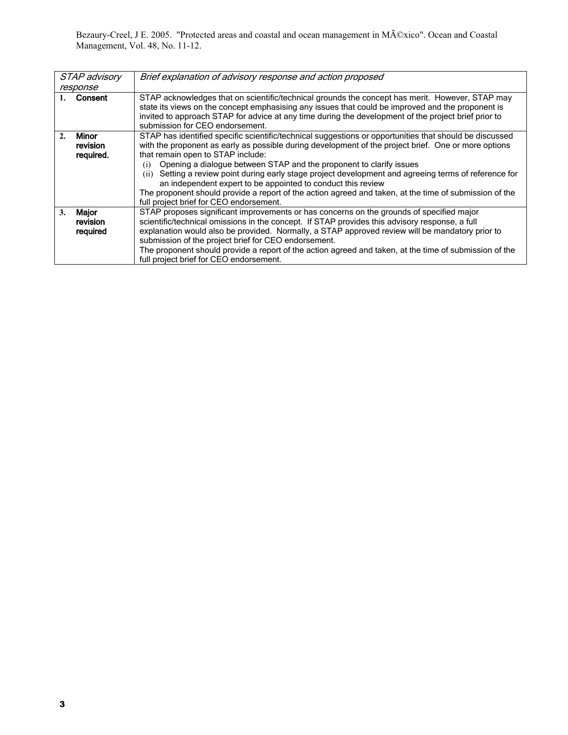Bezaury-Creel, J E. 2005. "Protected areas and coastal and ocean management in MÃ©xico". Ocean and Coastal Management, Vol. 48, No. 11-12.

| *STAP advisory response* | *Brief explanation of advisory response and action proposed* |
|---|---|
| **1. Consent** | STAP acknowledges that on scientific/technical grounds the concept has merit. However, STAP may state its views on the concept emphasising any issues that could be improved and the proponent is invited to approach STAP for advice at any time during the development of the project brief prior to submission for CEO endorsement. |
| **2. Minor revision required.** | STAP has identified specific scientific/technical suggestions or opportunities that should be discussed with the proponent as early as possible during development of the project brief. One or more options that remain open to STAP include: (i) Opening a dialogue between STAP and the proponent to clarify issues (ii) Setting a review point during early stage project development and agreeing terms of reference for an independent expert to be appointed to conduct this review The proponent should provide a report of the action agreed and taken, at the time of submission of the full project brief for CEO endorsement. |
| **3. Major revision required** | STAP proposes significant improvements or has concerns on the grounds of specified major scientific/technical omissions in the concept. If STAP provides this advisory response, a full explanation would also be provided. Normally, a STAP approved review will be mandatory prior to submission of the project brief for CEO endorsement. The proponent should provide a report of the action agreed and taken, at the time of submission of the full project brief for CEO endorsement. |